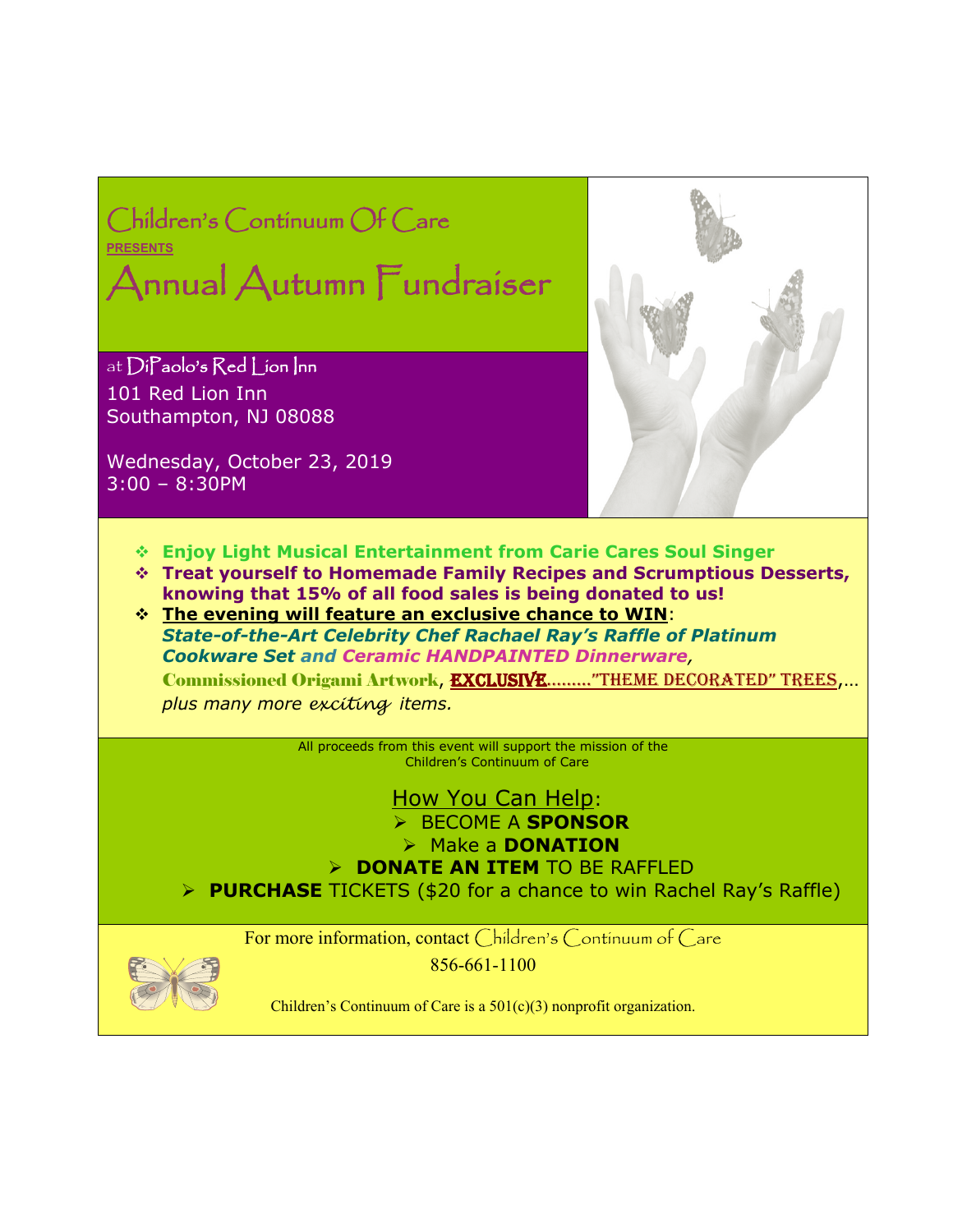# Children's Continuum Of Care

**PRESENTS**

# Annual Autumn Fundraiser

at DiPaolo's Red Lion Inn
101 Red Lion Inn
Southampton, NJ 08088

Wednesday, October 23, 2019
3:00 – 8:30PM

- **Enjoy Light Musical Entertainment from Carie Cares Soul Singer**
- **Treat yourself to Homemade Family Recipes and Scrumptious Desserts, knowing that 15% of all food sales is being donated to us!**
- **The evening will feature an exclusive chance to WIN**:
  ***State-of-the-Art Celebrity Chef Rachael Ray's Raffle of Platinum Cookware Set and Ceramic HANDPAINTED Dinnerware***,
  **Commissioned Origami Artwork**, **EXCLUSIVE........"THEME DECORATED" TREES**,...
  *plus many more exciting items.*

All proceeds from this event will support the mission of the Children's Continuum of Care

## How You Can Help:

- BECOME A **SPONSOR**
- Make a **DONATION**
- **DONATE AN ITEM** TO BE RAFFLED
- **PURCHASE** TICKETS ($20 for a chance to win Rachel Ray's Raffle)

For more information, contact Children's Continuum of Care
856-661-1100

Children's Continuum of Care is a 501(c)(3) nonprofit organization.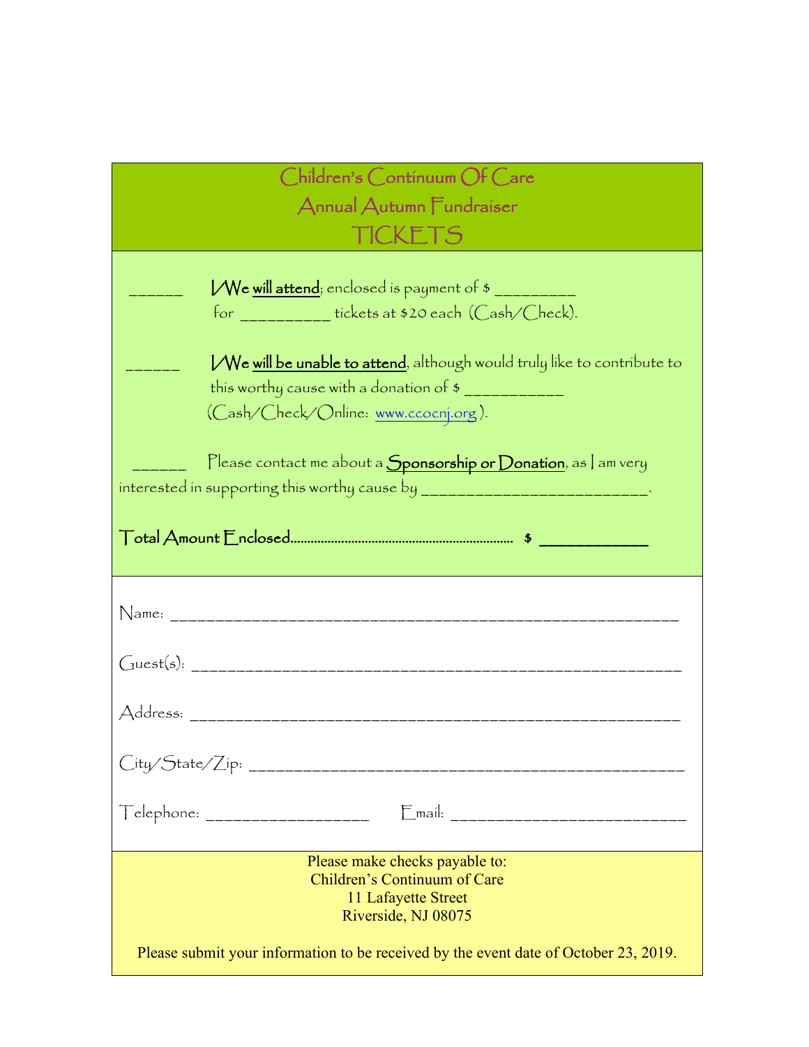# Children's Continuum Of Care
## Annual Autumn Fundraiser
## TICKETS

______ I/We **will attend**; enclosed is payment of $ _________ for __________ tickets at $20 each (Cash/Check).

______ I/We **will be unable to attend**, although would truly like to contribute to this worthy cause with a donation of $ ___________ (Cash/Check/Online: www.ccocnj.org).

______ Please contact me about a **Sponsorship or Donation**, as I am very interested in supporting this worthy cause by _________________________.

**Total Amount Enclosed**.................................................................. $ ____________

Name: ___________________________________________________________

Guest(s): ________________________________________________________

Address: _________________________________________________________

City/State/Zip: ____________________________________________________

Telephone: __________________ Email: __________________________

Please make checks payable to:
Children's Continuum of Care
11 Lafayette Street
Riverside, NJ 08075

Please submit your information to be received by the event date of October 23, 2019.